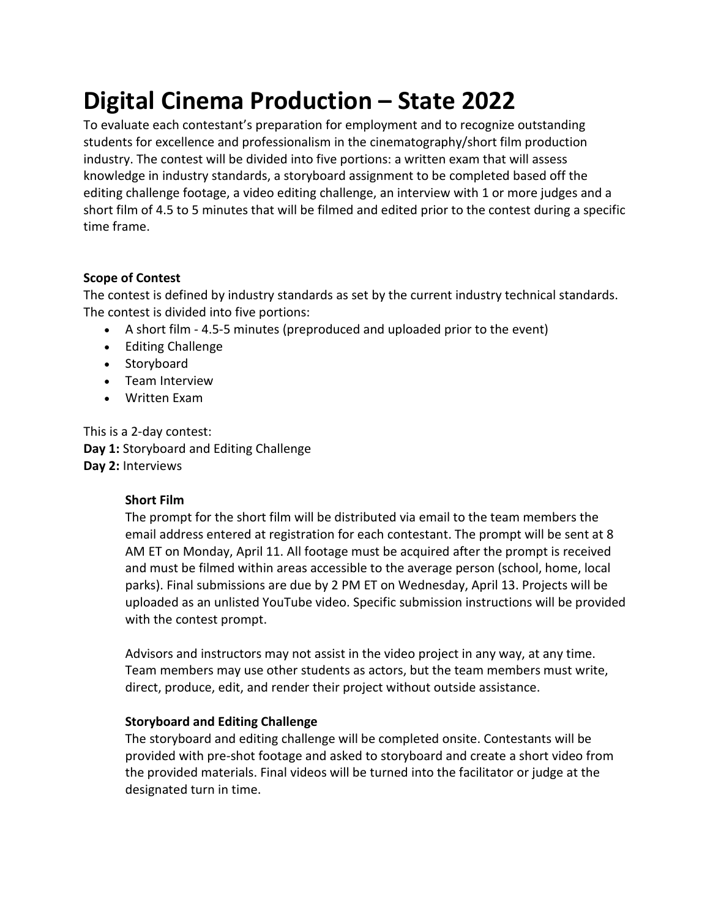# Digital Cinema Production – State 2022

To evaluate each contestant's preparation for employment and to recognize outstanding students for excellence and professionalism in the cinematography/short film production industry. The contest will be divided into five portions: a written exam that will assess knowledge in industry standards, a storyboard assignment to be completed based off the editing challenge footage, a video editing challenge, an interview with 1 or more judges and a short film of 4.5 to 5 minutes that will be filmed and edited prior to the contest during a specific time frame.

**Scope of Contest**

The contest is defined by industry standards as set by the current industry technical standards. The contest is divided into five portions:

- A short film - 4.5-5 minutes (preproduced and uploaded prior to the event)
- Editing Challenge
- Storyboard
- Team Interview
- Written Exam

This is a 2-day contest:

**Day 1:** Storyboard and Editing Challenge

**Day 2:** Interviews

**Short Film**

The prompt for the short film will be distributed via email to the team members the email address entered at registration for each contestant. The prompt will be sent at 8 AM ET on Monday, April 11. All footage must be acquired after the prompt is received and must be filmed within areas accessible to the average person (school, home, local parks). Final submissions are due by 2 PM ET on Wednesday, April 13. Projects will be uploaded as an unlisted YouTube video. Specific submission instructions will be provided with the contest prompt.

Advisors and instructors may not assist in the video project in any way, at any time. Team members may use other students as actors, but the team members must write, direct, produce, edit, and render their project without outside assistance.

**Storyboard and Editing Challenge**

The storyboard and editing challenge will be completed onsite. Contestants will be provided with pre-shot footage and asked to storyboard and create a short video from the provided materials. Final videos will be turned into the facilitator or judge at the designated turn in time.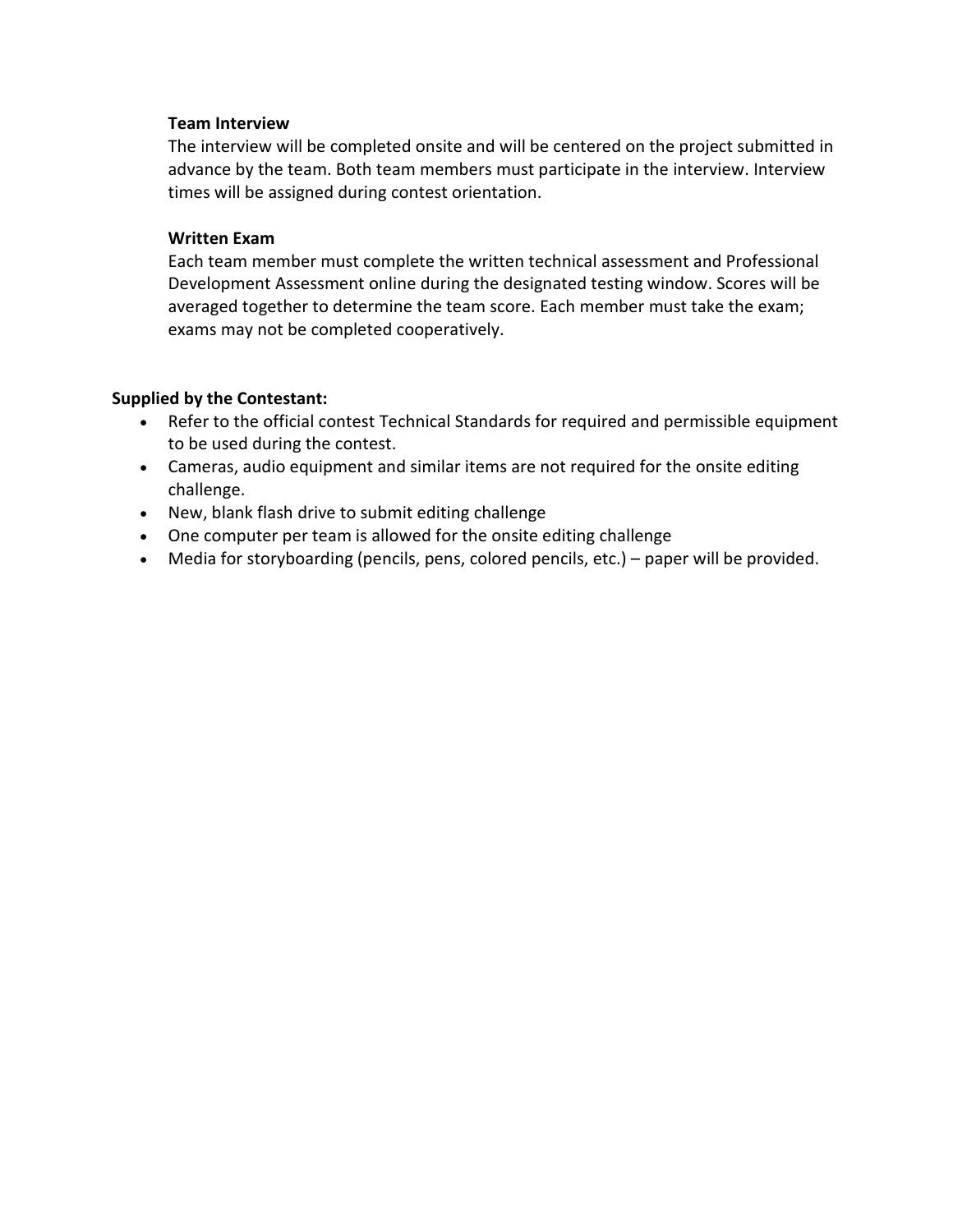**Team Interview**

The interview will be completed onsite and will be centered on the project submitted in advance by the team. Both team members must participate in the interview. Interview times will be assigned during contest orientation.

**Written Exam**

Each team member must complete the written technical assessment and Professional Development Assessment online during the designated testing window. Scores will be averaged together to determine the team score. Each member must take the exam; exams may not be completed cooperatively.

**Supplied by the Contestant:**

- Refer to the official contest Technical Standards for required and permissible equipment to be used during the contest.
- Cameras, audio equipment and similar items are not required for the onsite editing challenge.
- New, blank flash drive to submit editing challenge
- One computer per team is allowed for the onsite editing challenge
- Media for storyboarding (pencils, pens, colored pencils, etc.) – paper will be provided.